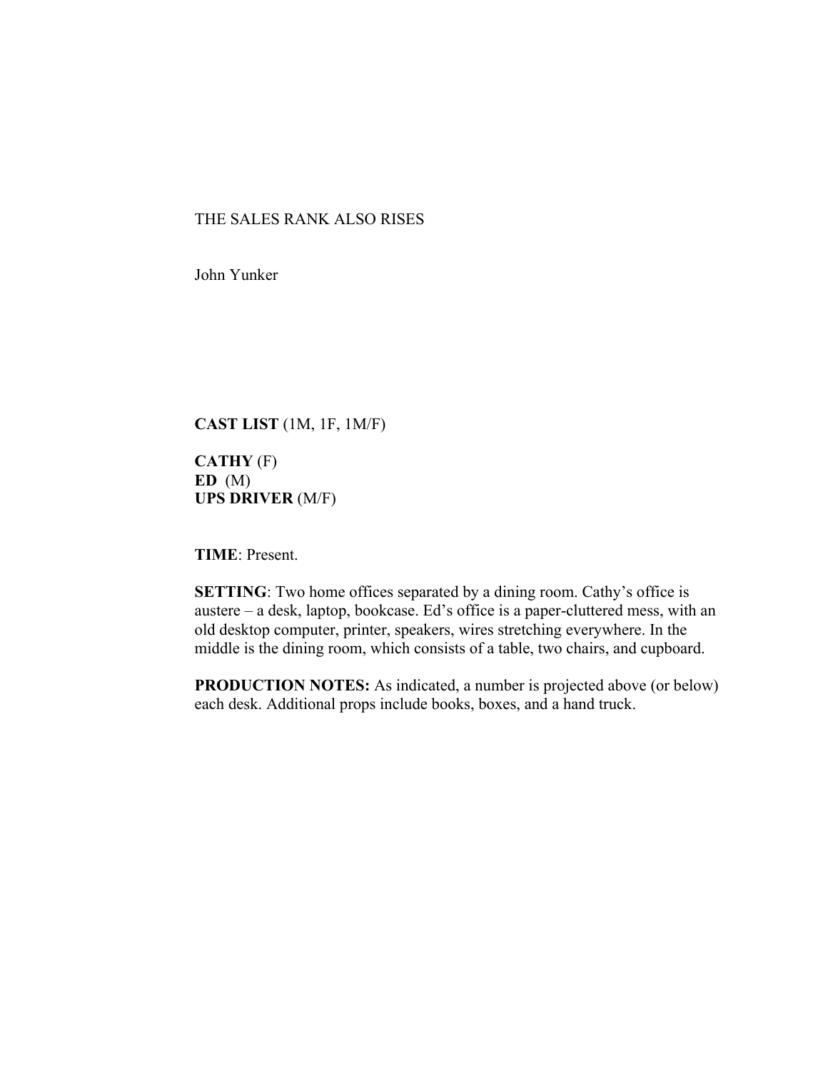# THE SALES RANK ALSO RISES

John Yunker

**CAST LIST** (1M, 1F, 1M/F)

**CATHY** (F)
**ED** (M)
**UPS DRIVER** (M/F)

**TIME**: Present.

**SETTING**: Two home offices separated by a dining room. Cathy's office is austere – a desk, laptop, bookcase. Ed's office is a paper-cluttered mess, with an old desktop computer, printer, speakers, wires stretching everywhere. In the middle is the dining room, which consists of a table, two chairs, and cupboard.

**PRODUCTION NOTES:** As indicated, a number is projected above (or below) each desk. Additional props include books, boxes, and a hand truck.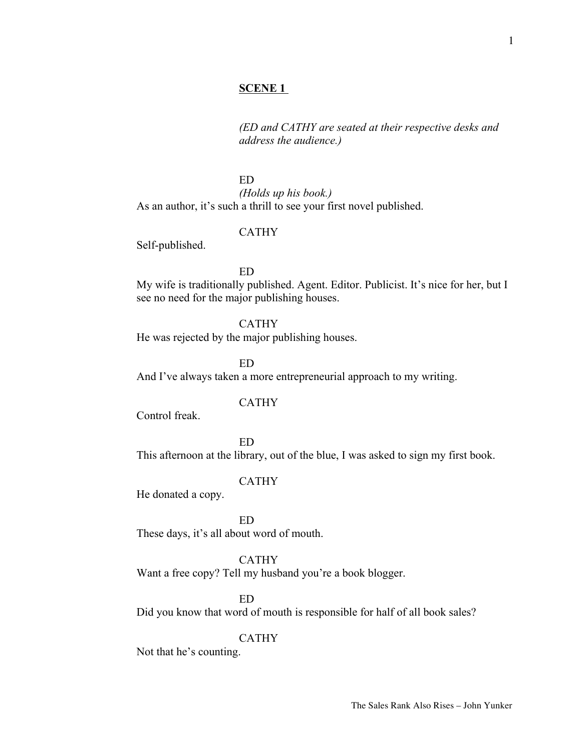**SCENE 1**

*(ED and CATHY are seated at their respective desks and address the audience.)*

ED

*(Holds up his book.)*

As an author, it's such a thrill to see your first novel published.

CATHY

Self-published.

ED

My wife is traditionally published. Agent. Editor. Publicist. It's nice for her, but I see no need for the major publishing houses.

CATHY

He was rejected by the major publishing houses.

ED

And I've always taken a more entrepreneurial approach to my writing.

CATHY

Control freak.

ED

This afternoon at the library, out of the blue, I was asked to sign my first book.

CATHY

He donated a copy.

ED

These days, it's all about word of mouth.

CATHY

Want a free copy? Tell my husband you're a book blogger.

ED

Did you know that word of mouth is responsible for half of all book sales?

CATHY

Not that he's counting.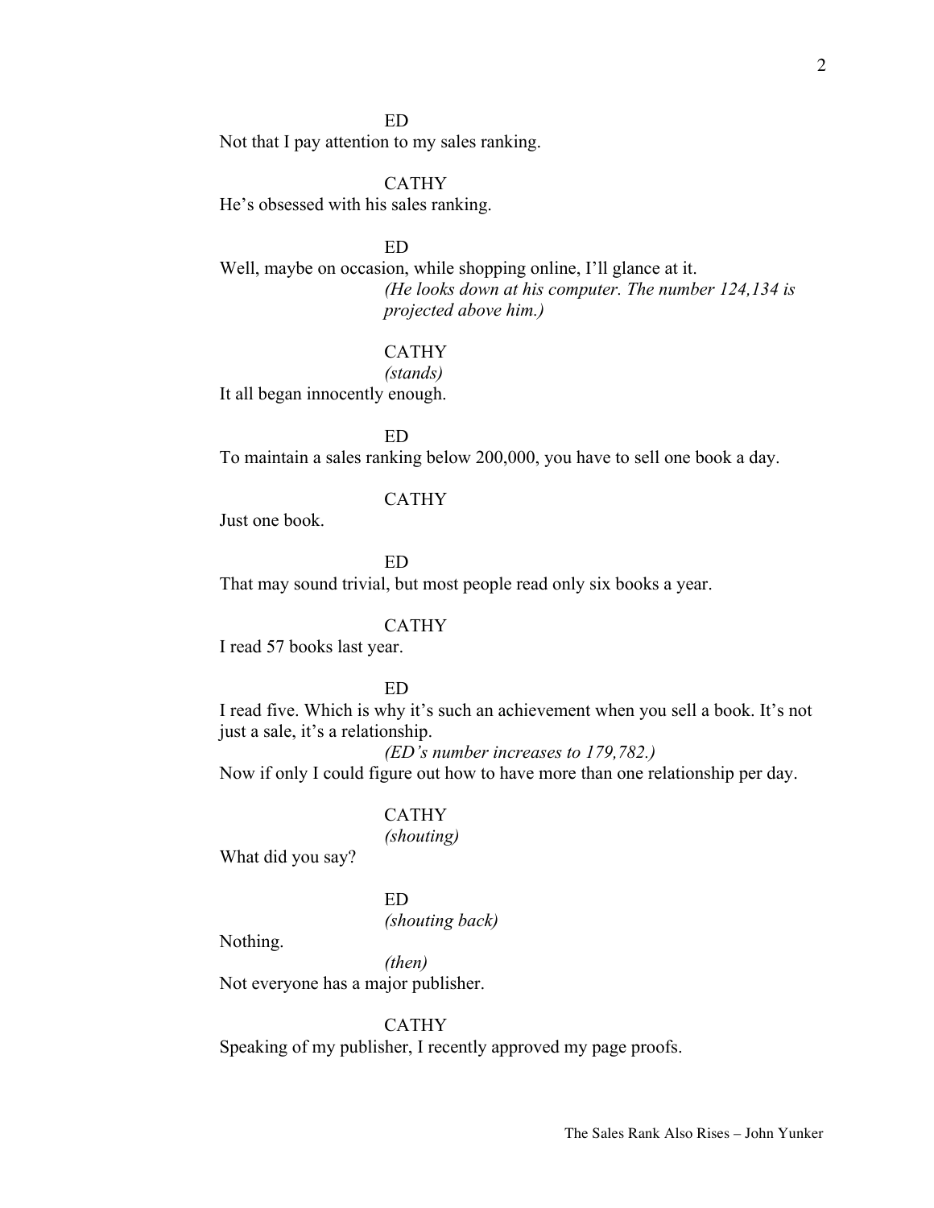ED

Not that I pay attention to my sales ranking.

CATHY

He's obsessed with his sales ranking.

ED

Well, maybe on occasion, while shopping online, I'll glance at it.

*(He looks down at his computer. The number 124,134 is projected above him.)*

CATHY

*(stands)*

It all began innocently enough.

ED

To maintain a sales ranking below 200,000, you have to sell one book a day.

CATHY

Just one book.

ED

That may sound trivial, but most people read only six books a year.

CATHY

I read 57 books last year.

ED

I read five. Which is why it's such an achievement when you sell a book. It's not just a sale, it's a relationship.

*(ED's number increases to 179,782.)*

Now if only I could figure out how to have more than one relationship per day.

CATHY

*(shouting)*

What did you say?

ED

*(shouting back)*

Nothing.

*(then)*

Not everyone has a major publisher.

CATHY

Speaking of my publisher, I recently approved my page proofs.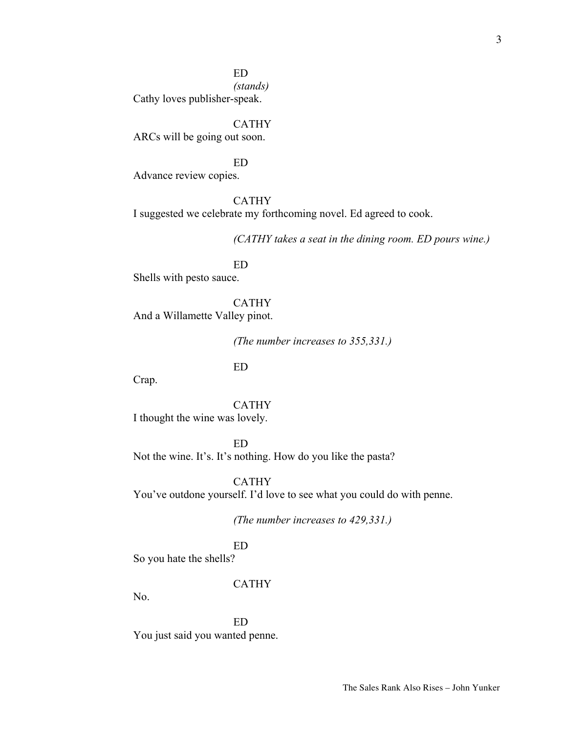ED
*(stands)*
Cathy loves publisher-speak.

CATHY
ARCs will be going out soon.

ED
Advance review copies.

CATHY
I suggested we celebrate my forthcoming novel. Ed agreed to cook.

*(CATHY takes a seat in the dining room. ED pours wine.)*

ED
Shells with pesto sauce.

CATHY
And a Willamette Valley pinot.

*(The number increases to 355,331.)*

ED
Crap.

CATHY
I thought the wine was lovely.

ED
Not the wine. It's. It's nothing. How do you like the pasta?

CATHY
You've outdone yourself. I'd love to see what you could do with penne.

*(The number increases to 429,331.)*

ED
So you hate the shells?

CATHY
No.

ED
You just said you wanted penne.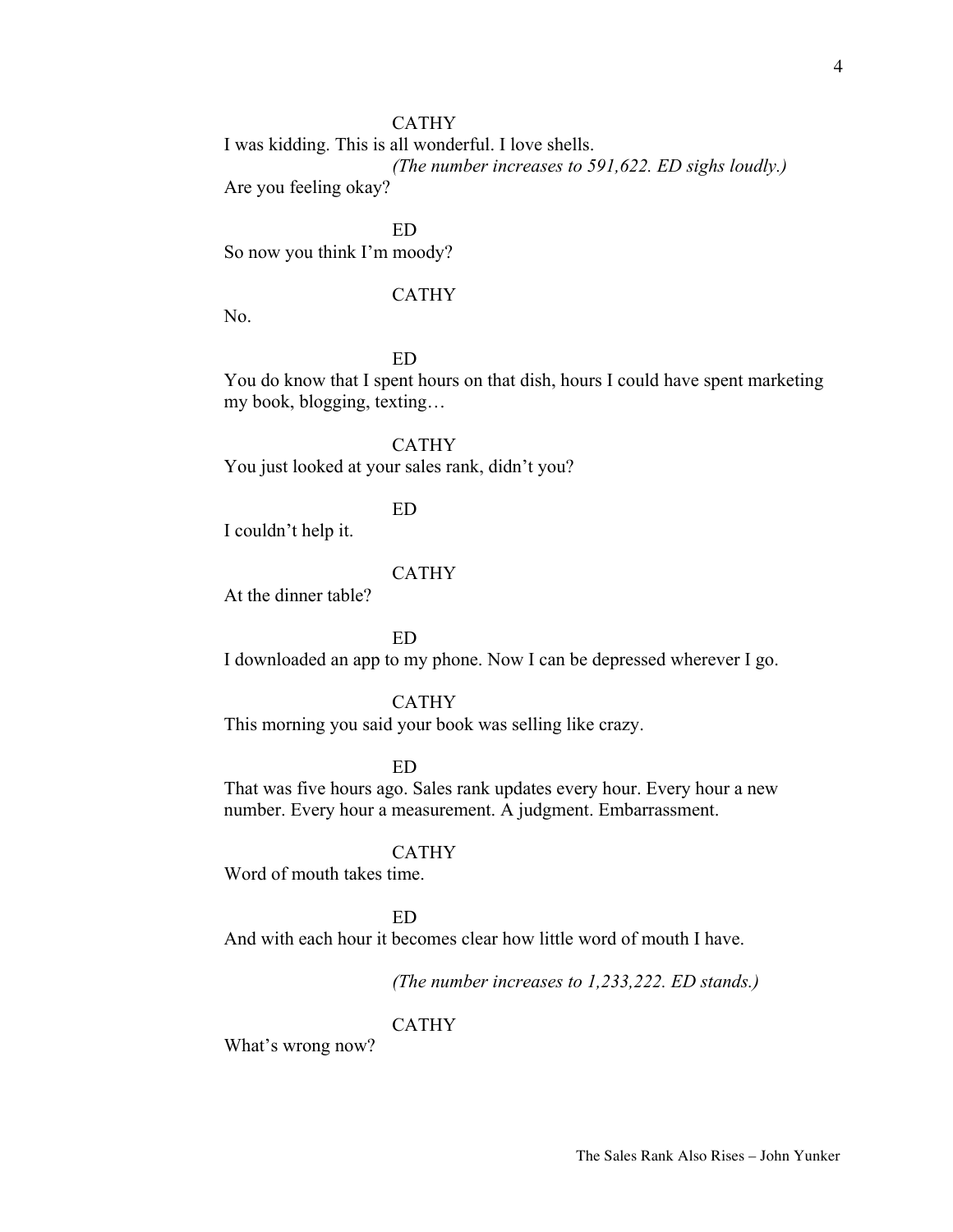CATHY

I was kidding. This is all wonderful. I love shells.

*(The number increases to 591,622. ED sighs loudly.)*

Are you feeling okay?

ED

So now you think I'm moody?

CATHY

No.

ED

You do know that I spent hours on that dish, hours I could have spent marketing my book, blogging, texting…

CATHY

You just looked at your sales rank, didn't you?

ED

I couldn't help it.

CATHY

At the dinner table?

ED

I downloaded an app to my phone. Now I can be depressed wherever I go.

CATHY

This morning you said your book was selling like crazy.

ED

That was five hours ago. Sales rank updates every hour. Every hour a new number. Every hour a measurement. A judgment. Embarrassment.

CATHY

Word of mouth takes time.

ED

And with each hour it becomes clear how little word of mouth I have.

*(The number increases to 1,233,222. ED stands.)*

CATHY

What's wrong now?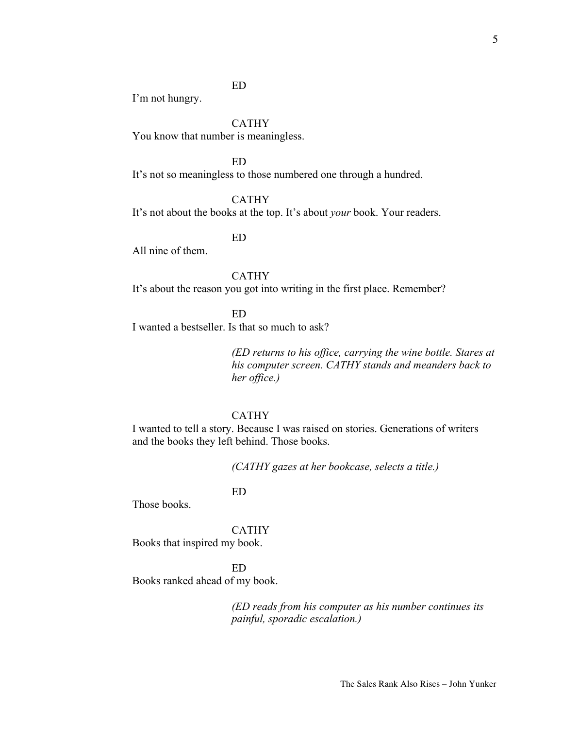ED

I'm not hungry.

CATHY

You know that number is meaningless.

ED

It's not so meaningless to those numbered one through a hundred.

CATHY

It's not about the books at the top. It's about *your* book. Your readers.

ED

All nine of them.

CATHY

It's about the reason you got into writing in the first place. Remember?

ED

I wanted a bestseller. Is that so much to ask?

*(ED returns to his office, carrying the wine bottle. Stares at his computer screen. CATHY stands and meanders back to her office.)*

CATHY

I wanted to tell a story. Because I was raised on stories. Generations of writers and the books they left behind. Those books.

*(CATHY gazes at her bookcase, selects a title.)*

ED

Those books.

CATHY

Books that inspired my book.

ED

Books ranked ahead of my book.

*(ED reads from his computer as his number continues its painful, sporadic escalation.)*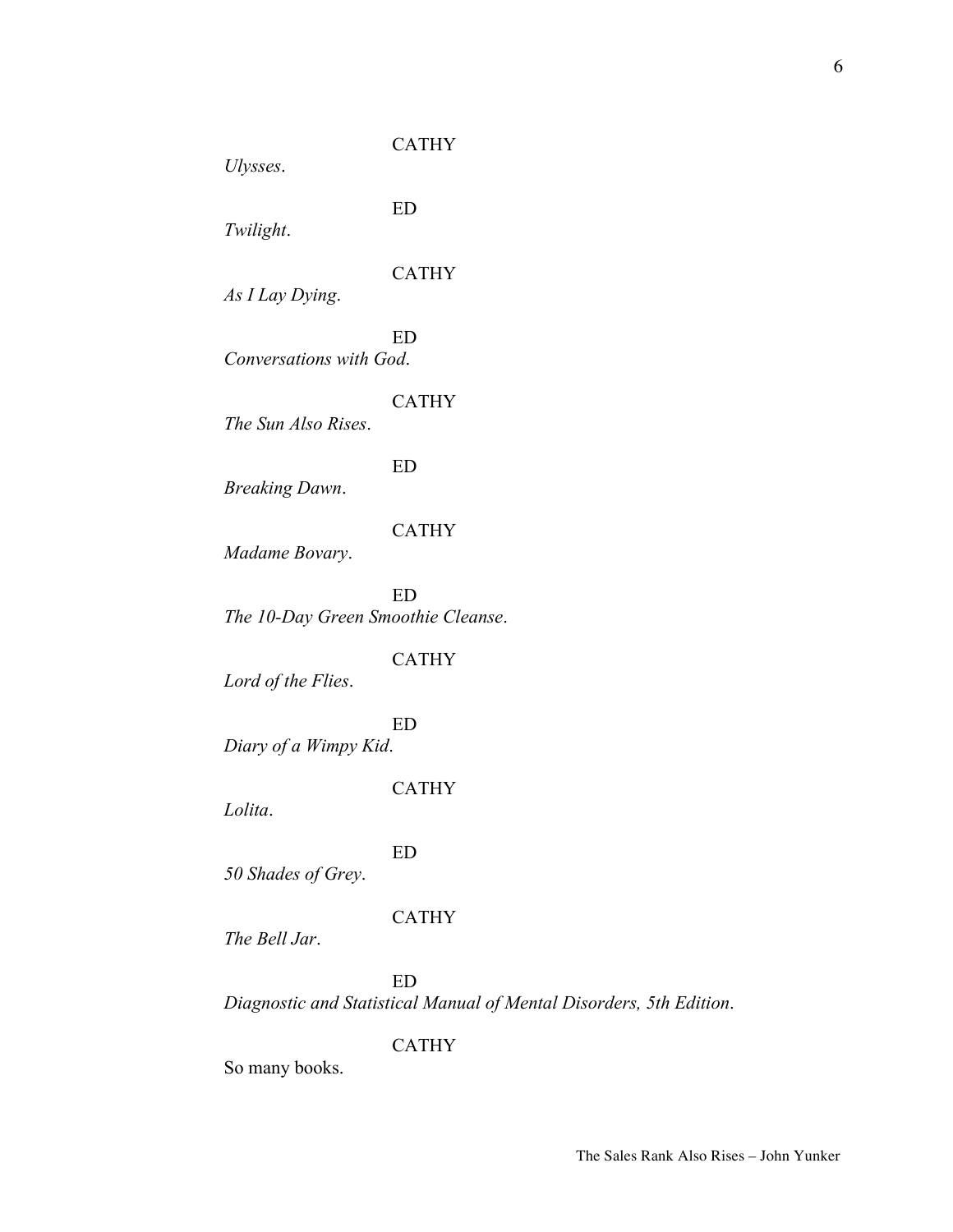CATHY

*Ulysses*.

ED

*Twilight*.

CATHY

*As I Lay Dying*.

ED

*Conversations with God*.

CATHY

*The Sun Also Rises*.

ED

*Breaking Dawn*.

CATHY

*Madame Bovary*.

ED

*The 10-Day Green Smoothie Cleanse*.

CATHY

*Lord of the Flies*.

ED

*Diary of a Wimpy Kid*.

CATHY

*Lolita*.

ED

*50 Shades of Grey*.

CATHY

*The Bell Jar*.

ED

*Diagnostic and Statistical Manual of Mental Disorders, 5th Edition*.

CATHY

So many books.